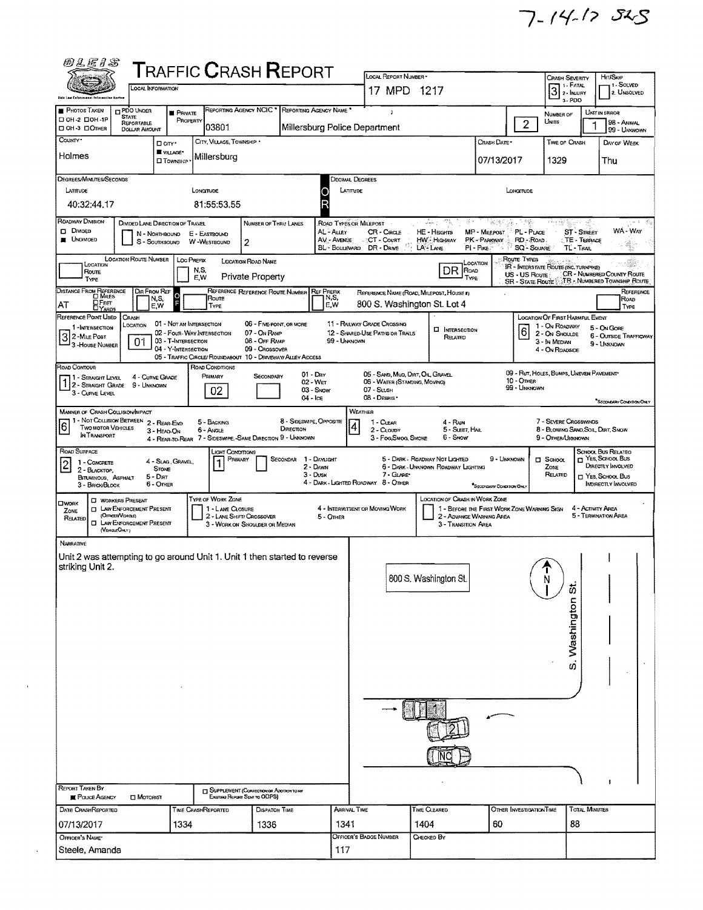7-14-17 SLS

# TRAFFIC CRASH REPORT

OLEIS — Ohio Law Enforcement Information System

| Field | Value |
|---|---|
| Local Information | |
| Local Report Number | 17 MPD 1217 |
| Crash Severity (1 - Fatal, 2 - Injury, 3 - PDO) | 3 |
| Hit/Skip (1 - Solved, 2. Unsolved) | |
| Photos Taken | ☐ OH-2 ☐ OH-1P ☐ OH-3 ☐ Other |
| PDO Under State Reportable Dollar Amount | ☐ |
| Private Property | ■ |
| Reporting Agency NCIC | 03801 |
| Reporting Agency Name | Millersburg Police Department |
| Number of Units | 2 |
| Unit in Error (98 - Animal, 99 - Unknown) | 1 |
| County | Holmes |
| City, Village, Township | ☐ City ■ Village ☐ Township — Millersburg |
| Crash Date | 07/13/2017 |
| Time of Crash | 1329 |
| Day of Week | Thu |

**Degrees/Minutes/Seconds**

| Latitude | Longitude |
|---|---|
| 40:32:44.17 | 81:55:53.55 |

**Decimal Degrees** — Latitude: / Longitude:

| Field | Value |
|---|---|
| Roadway Division | ☐ Divided ■ Undivided |
| Divided Lane Direction of Travel | N - Northbound, S - Southbound, E - Eastbound, W - Westbound |
| Number of Thru Lanes | 2 |
| Location Route Type | |
| Location Route Number | |
| Loc Prefix (N,S,E,W) | |
| Location Road Name | Private Property |
| Location Road Type | DR |
| Distance From Reference | AT |
| Dir From Ref (N,S,E,W) | |
| Reference Route Type | |
| Reference Route Number | |
| Ref Prefix (N,S,E,W) | |
| Reference Name (Road, Milepost, House #) | 800 S. Washington St. Lot 4 |
| Reference Road Type | |
| Reference Point Used (1 - Intersection, 2 - Mile Post, 3 - House Number) | 3 |
| Crash Location | 01 |
| Intersection Related | ☐ |
| Location of First Harmful Event | 6 |
| Road Contour | 1 |
| Road Conditions — Primary | 02 |
| Road Conditions — Secondary | |
| Manner of Crash Collision/Impact | 6 |
| Weather | 4 |
| Road Surface | 2 |
| Light Conditions — Primary | 1 |
| Light Conditions — Secondary | |
| School Zone Related | ☐ |
| Work Zone Related | ☐ |

Road Types or Milepost: AL - Alley, AV - Avenue, BL - Boulevard, CR - Circle, CT - Court, DR - Drive, HE - Heights, HW - Highway, LA - Lane, MP - Milepost, PK - Parkway, PI - Pike, PL - Place, RD - Road, SQ - Square, ST - Street, TE - Terrace, TL - Trail, WA - Way

Route Types: IR - Interstate Route (Inc. Turnpike), US - US Route, SR - State Route, CR - Numbered County Route, TR - Numbered Township Route

Crash Location: 01 - Not an Intersection, 02 - Four-Way Intersection, 03 - T-Intersection, 04 - Y-Intersection, 05 - Traffic Circle/Roundabout, 06 - Five-Point, or More, 07 - On Ramp, 08 - Off Ramp, 09 - Crossover, 10 - Driveway/Alley Access, 11 - Railway Grade Crossing, 12 - Shared-Use Paths or Trails, 99 - Unknown

Location of First Harmful Event: 1 - On Roadway, 2 - On Shoulde, 3 - In Median, 4 - On Roadside, 5 - On Gore, 6 - Outside Trafficway, 9 - Unknown

Road Contour: 1 - Straight Level, 2 - Straight Grade, 3 - Curve Level, 4 - Curve Grade, 9 - Unknown

Road Conditions: 01 - Dry, 02 - Wet, 03 - Snow, 04 - Ice, 05 - Sand, Mud, Dirt, Oil, Gravel, 06 - Water (Standing, Moving), 07 - Slush, 08 - Debris*, 09 - Rut, Holes, Bumps, Uneven Pavement*, 10 - Other, 99 - Unknown (*Secondary Condition Only)

Manner of Crash Collision/Impact: 1 - Not Collision Between Two Motor Vehicles in Transport, 2 - Rear-End, 3 - Head-On, 4 - Rear-to-Rear, 5 - Backing, 6 - Angle, 7 - Sideswipe, Same Direction, 8 - Sideswipe, Opposite Direction, 9 - Unknown

Weather: 1 - Clear, 2 - Cloudy, 3 - Fog, Smog, Smoke, 4 - Rain, 5 - Sleet, Hail, 6 - Snow, 7 - Severe Crosswinds, 8 - Blowing Sand, Soil, Dirt, Snow, 9 - Other/Unknown

Road Surface: 1 - Concrete, 2 - Blacktop, Bituminous, Asphalt, 3 - Brick/Block, 4 - Slag, Gravel, Stone, 5 - Dirt, 6 - Other

Light Conditions: 1 - Daylight, 2 - Dawn, 3 - Dusk, 4 - Dark - Lighted Roadway, 5 - Dark - Roadway Not Lighted, 6 - Dark - Unknown Roadway Lighting, 7 - Glare*, 8 - Other, 9 - Unknown (*Secondary Condition Only)

School Bus Related: ☐ Yes, School Bus Directly Involved ☐ Yes, School Bus Indirectly Involved

Work Zone: ☐ Workers Present ☐ Law Enforcement Present (Officer/Vehicle) ☐ Law Enforcement Present (Vehicle Only)

Type of Work Zone: 1 - Lane Closure, 2 - Lane Shift/Crossover, 3 - Work on Shoulder or Median, 4 - Intermittent or Moving Work, 5 - Other

Location of Crash in Work Zone: 1 - Before the First Work Zone Warning Sign, 2 - Advance Warning Area, 3 - Transition Area, 4 - Activity Area, 5 - Termination Area

## Narrative

Unit 2 was attempting to go around Unit 1. Unit 1 then started to reverse striking Unit 2.

Diagram labels: 800 S. Washington St. / S. Washington St. / N / 1 / 2 / NC

| Field | Value |
|---|---|
| Report Taken By | ■ Police Agency ☐ Motorist |
| Supplement | ☐ |
| Date Crash Reported | 07/13/2017 |
| Time Crash Reported | 1334 |
| Dispatch Time | 1336 |
| Arrival Time | 1341 |
| Time Cleared | 1404 |
| Other Investigation Time | 60 |
| Total Minutes | 88 |
| Officer's Name | Steele, Amanda |
| Officer's Badge Number | 117 |
| Checked By | |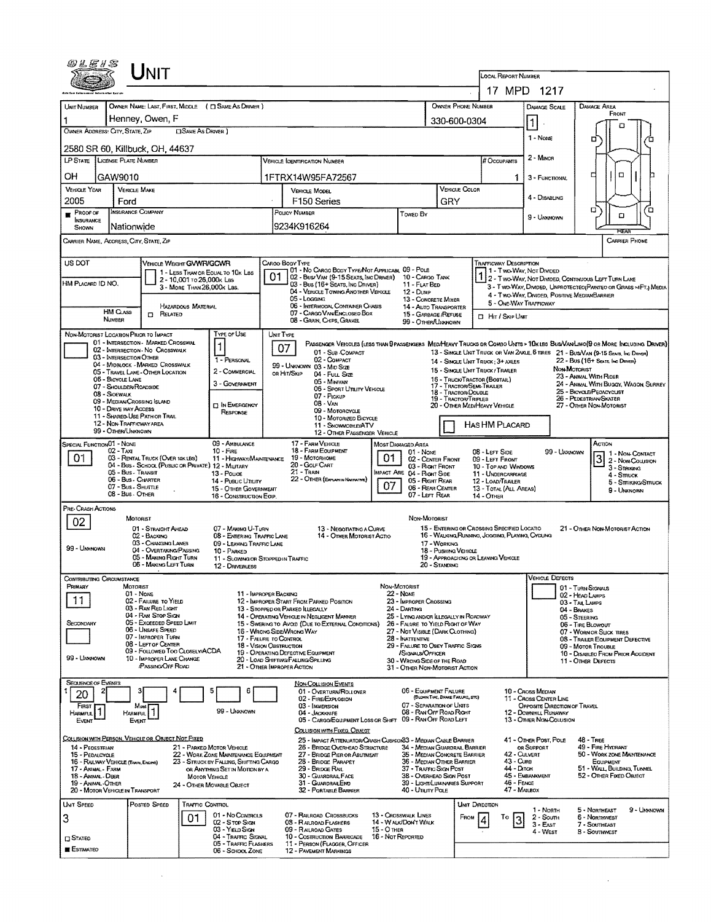# UNIT

**LOCAL REPORT NUMBER:** 17 MPD 1217

| UNIT NUMBER | OWNER NAME: LAST, FIRST, MIDDLE ( ☐ SAME AS DRIVER ) | OWNER PHONE NUMBER | DAMAGE SCALE | DAMAGE AREA |
|---|---|---|---|---|
| 1 | Henney, Owen, F | 330-600-0304 | 1 | FRONT |

OWNER ADDRESS: CITY, STATE, ZIP ☐ SAME AS DRIVER )
2580 SR 60, Killbuck, OH, 44637

DAMAGE SCALE: 1 - NONE, 2 - MINOR, 3 - FUNCTIONAL, 4 - DISABLING, 9 - UNKNOWN

| LP STATE | LICENSE PLATE NUMBER | VEHICLE IDENTIFICATION NUMBER | # OCCUPANTS |
|---|---|---|---|
| OH | GAW9010 | 1FTRX14W95FA72567 | 1 |

| VEHICLE YEAR | VEHICLE MAKE | VEHICLE MODEL | VEHICLE COLOR |
|---|---|---|---|
| 2005 | Ford | F150 Series | GRY |

| PROOF OF INSURANCE SHOWN | INSURANCE COMPANY | POLICY NUMBER | TOWED BY |
|---|---|---|---|
| ■ | Nationwide | 9234K916264 | |

CARRIER NAME, ADDRESS, CITY, STATE, ZIP | CARRIER PHONE

US DOT | VEHICLE WEIGHT GVWR/GCWR: 1 - LESS THAN OR EQUAL TO 10K LBS; 2 - 10,001 TO 26,000K LBS; 3 - MORE THAN 26,000K LBS.

HM PLACARD ID NO. | HM CLASS NUMBER | HAZARDOUS MATERIAL ☐ RELATED

CARGO BODY TYPE: **01**
01 - NO CARGO BODY TYPE/NOT APPLICABL; 02 - BUS/VAN (9-15 SEATS, INC DRIVER); 03 - BUS (16+ SEATS, INC DRIVER); 04 - VEHICLE TOWING ANOTHER VEHICLE; 05 - LOGGING; 06 - INTERMODAL CONTAINER CHASIS; 07 - CARGO VAN/ENCLOSED BOX; 08 - GRAIN, CHIPS, GRAVEL; 09 - POLE; 10 - CARGO TANK; 11 - FLAT BED; 12 - DUMP; 13 - CONCRETE MIXER; 14 - AUTO TRANSPORTER; 15 - GARBAGE/REFUSE; 99 - OTHER/UNKNOWN

TRAFFICWAY DESCRIPTION: **1**
1 - TWO-WAY, NOT DIVIDED; 2 - TWO-WAY, NOT DIVIDED, CONTINUOUS LEFT TURN LANE; 3 - TWO-WAY, DIVIDED, UNPROTECTED(PAINTED OR GRASS >4FT.) MEDIA; 4 - TWO-WAY, DIVIDED, POSITIVE MEDIANBARRIER; 5 - ONE-WAY TRAFFICWAY
☐ HIT / SKIP UNIT

NON-MOTORIST LOCATION PRIOR TO IMPACT:
01 - INTERSECTION - MARKED CROSSWAL; 02 - INTERSECTION - NO CROSSWALK; 03 - INTERSECTION OTHER; 04 - MIDBLOCK - MARKED CROSSWALK; 05 - TRAVEL LANE - OTHER LOCATION; 06 - BICYCLE LANE; 07 - SHOULDER/ROADSIDE; 08 - SIDEWALK; 09 - MEDIAN/CROSSING ISLAND; 10 - DRIVE WAY ACCESS; 11 - SHARED-USE PATH OR TRAIL; 12 - NON-TRAFFICWAY AREA; 99 - OTHER/UNKNOWN

TYPE OF USE: **1**
1 - PERSONAL; 2 - COMMERCIAL; 3 - GOVERNMENT; ☐ IN EMERGENCY RESPONSE

UNIT TYPE: **07**
PASSENGER VEHICLES (LESS THAN 9 PASSENGERS MED/HEAVY TRUCKS OR COMBO UNITS > 10K LBS BUS/VAN/LIMO(9 OR MORE INCLUDING DRIVER)
01 - SUB COMPACT; 02 - COMPACT; 99 - UNKNOWN 03 - MID SIZE OR HIT/SKIP; 04 - FULL SIZE; 05 - MINIVAN; 06 - SPORT UTILITY VEHICLE; 07 - PICKUP; 08 - VAN; 09 - MOTORCYCLE; 10 - MOTORIZED BICYCLE; 11 - SNOWMOBILE/ATV; 12 - OTHER PASSENGER VEHICLE
13 - SINGLE UNIT TRUCK OR VAN 2AXLE, 6 TIRES; 14 - SINGLE UNIT TRUCK; 3+ AXLES; 15 - SINGLE UNIT TRUCK / TRAILER; 16 - TRUCK/TRACTOR (BOBTAIL); 17 - TRACTOR/SEMI-TRAILER; 18 - TRACTOR/DOUBLE; 19 - TRACTOR/TRIPLES; 20 - OTHER MED/HEAVY VEHICLE
21 - BUS/VAN (9-15 SEATS, INC DRIVER); 22 - BUS (16+ SEATS, INC DRIVER)
NON-MOTORIST: 23 - ANIMAL WITH RIDER; 24 - ANIMAL WITH BUGGY, WAGON, SURREY; 25 - BICYCLE/PEDACYCLIST; 26 - PEDESTRIAN/SKATER; 27 - OTHER NON-MOTORIST
☐ HAS HM PLACARD

SPECIAL FUNCTION: **01**
01 - NONE; 02 - TAXI; 03 - RENTAL TRUCK (OVER 10K LBS); 04 - BUS - SCHOOL (PUBLIC OR PRIVATE); 05 - BUS - TRANSIT; 06 - BUS - CHARTER; 07 - BUS - SHUTTLE; 08 - BUS - OTHER; 09 - AMBULANCE; 10 - FIRE; 11 - HIGHWAY/MAINTENANCE; 12 - MILITARY; 13 - POLICE; 14 - PUBLIC UTILITY; 15 - OTHER GOVERNMENT; 16 - CONSTRUCTION EQIP.; 17 - FARM VEHICLE; 18 - FARM EQUIPMENT; 19 - MOTORHOME; 20 - GOLF CART; 21 - TRAIN; 22 - OTHER (EXPLAIN IN NARRATIVE)

MOST DAMAGED AREA: **01**; IMPACT AREA: **07**
01 - NONE; 02 - CENTER FRONT; 03 - RIGHT FRONT; 04 - RIGHT SIDE; 05 - RIGHT REAR; 06 - REAR CENTER; 07 - LEFT REAR; 08 - LEFT SIDE; 09 - LEFT FRONT; 10 - TOP AND WINDOWS; 11 - UNDERCARRIAGE; 12 - LOAD/TRAILER; 13 - TOTAL (ALL AREAS); 14 - OTHER; 99 - UNKNOWN

ACTION: **3**
1 - NON-CONTACT; 2 - NON-COLLISION; 3 - STRIKING; 4 - STRUCK; 5 - STRIKING/STRUCK; 9 - UNKNOWN

PRE-CRASH ACTIONS: **02**
MOTORIST: 01 - STRAIGHT AHEAD; 02 - BACKING; 03 - CHANGING LANES; 04 - OVERTAKING/PASSING; 05 - MAKING RIGHT TURN; 06 - MAKING LEFT TURN; 07 - MAKING U-TURN; 08 - ENTERING TRAFFIC LANE; 09 - LEAVING TRAFFIC LANE; 10 - PARKED; 11 - SLOWING OR STOPPED IN TRAFFIC; 12 - DRIVERLESS; 13 - NEGOTIATING A CURVE; 14 - OTHER MOTORIST ACTIO; 99 - UNKNOWN
NON-MOTORIST: 15 - ENTERING OR CROSSING SPECIFIED LOCATIO; 16 - WALKING, RUNNING, JOGGING, PLAYING, CYCLING; 17 - WORKING; 18 - PUSHING VEHICLE; 19 - APPROACHING OR LEAVING VEHICLE; 20 - STANDING; 21 - OTHER NON-MOTORIST ACTION

CONTRIBUTING CIRCUMSTANCE: PRIMARY **11**; SECONDARY (blank)
MOTORIST: 01 - NONE; 02 - FAILURE TO YIELD; 03 - RAN RED LIGHT; 04 - RAN STOP SIGN; 05 - EXCEEDED SPEED LIMIT; 06 - UNSAFE SPEED; 07 - IMPROPER TURN; 08 - LEFT OF CENTER; 09 - FOLLOWED TOO CLOSELY/ACDA; 10 - IMPROPER LANE CHANGE /PASSING/OFF ROAD; 11 - IMPROPER BACKING; 12 - IMPROPER START FROM PARKED POSITION; 13 - STOPPED OR PARKED ILLEGALLY; 14 - OPERATING VEHICLE IN NEGLIGENT MANNER; 15 - SWERING TO AVOID (DUE TO EXTERNAL CONDITIONS); 16 - WRONG SIDE/WRONG WAY; 17 - FAILURE TO CONTROL; 18 - VISION OBSTRUCTION; 19 - OPERATING DEFECTIVE EQUIPMENT; 20 - LOAD SHIFTING/FALLING/SPILLING; 21 - OTHER IMPROPER ACTION; 99 - UNKNOWN
NON-MOTORIST: 22 - NONE; 23 - IMPROPER CROSSING; 24 - DARTING; 25 - LYING AND/OR ILLEGALLY IN ROADWAY; 26 - FALURE TO YIELD RIGHT OF WAY; 27 - NOT VISIBLE (DARK CLOTHING); 28 - INATTENTIVE; 29 - FAILURE TO OBEY TRAFFIC SIGNS /SIGNALS/OFFICER; 30 - WRONG SIDE OF THE ROAD; 31 - OTHER NON-MOTORIST ACTION

VEHICLE DEFECTS: 01 - TURN SIGNALS; 02 - HEAD LAMPS; 03 - TAIL LAMPS; 04 - BRAKES; 05 - STEERING; 06 - TIRE BLOWOUT; 07 - WORN OR SLICK TIRES; 08 - TRAILER EQUIPMENT DEFECTIVE; 09 - MOTOR TROUBLE; 10 - DISABLED FROM PRIOR ACCIDENT; 11 - OTHER DEFECTS

SEQUENCE OF EVENTS: 1: **20**; 2; 3; 4; 5; 6
FIRST HARMFUL EVENT: **1**; MOST HARMFUL EVENT: **1**; 99 - UNKNOWN

NON-COLLISION EVENTS: 01 - OVERTURN/ROLLOVER; 02 - FIRE/EXPLOSION; 03 - IMMERSION; 04 - JACKKNIFE; 05 - CARGO/EQUIPMENT LOSS OR SHIFT; 06 - EQUIPMENT FAILURE (BLOWN TIRE, BRAKE FAILURE, ETC); 07 - SEPARATION OF UNITS; 08 - RAN OFF ROAD RIGHT; 09 - RAN OFF ROAD LEFT; 10 - CROSS MEDIAN; 11 - CROSS CENTER LINE OPPOSITE DIRECTION OF TRAVEL; 12 - DOWNHILL RUNAWAY; 13 - OTHER NON-COLLISION

COLLISION WITH PERSON, VEHICLE OR OBJECT NOT FIXED: 14 - PEDESTRIAN; 15 - PEDALCYCLE; 16 - RAILWAY VEHICLE (TRAIN, ENGINE); 17 - ANIMAL - FARM; 18 - ANIMAL - DEER; 19 - ANIMAL - OTHER; 20 - MOTOR VEHICLE IN TRANSPORT; 21 - PARKED MOTOR VEHICLE; 22 - WORK ZONE MAINTENANCE EQUIPMENT; 23 - STRUCK BY FALLING, SHIFTING CARGO OR ANYTHING SET IN MOTION BY A MOTOR VEHICLE; 24 - OTHER MOVABLE OBJECT

COLLISION WITH FIXED, OBJECT: 25 - IMPACT ATTENUATOR/CRASH CUSHION; 26 - BRIDGE OVERHEAD STRUCTURE; 27 - BRIDGE PIER OR ABUTMENT; 28 - BRIDGE PARAPET; 29 - BRIDGE RAIL; 30 - GUARDRAIL FACE; 31 - GUARDRAIL END; 32 - PORTABLE BARRIER; 33 - MEDIAN CABLE BARRIER; 34 - MEDIAN GUARDRAIL BARRIER; 35 - MEDIAN CONCRETE BARRIER; 36 - MEDIAN OTHER BARRIER; 37 - TRAFFIC SIGN POST; 38 - OVERHEAD SIGN POST; 39 - LIGHT/LUMINARIES SUPPORT; 40 - UTILITY POLE; 41 - OTHER POST, POLE OR SUPPORT; 42 - CULVERT; 43 - CURB; 44 - DITCH; 45 - EMBANKMENT; 46 - FENCE; 47 - MAILBOX; 48 - TREE; 49 - FIRE HYDRANT; 50 - WORK ZONE MAINTENANCE EQUIPMENT; 51 - WALL, BUILDING, TUNNEL; 52 - OTHER FIXED OBJECT

UNIT SPEED: **3** | POSTED SPEED | TRAFFIC CONTROL: **01**
☐ STATED; ■ ESTIMATED
TRAFFIC CONTROL: 01 - NO CONTROLS; 02 - STOP SIGN; 03 - YIELD SIGN; 04 - TRAFFIC SIGNAL; 05 - TRAFFIC FLASHERS; 06 - SCHOOL ZONE; 07 - RAILROAD CROSSBUCKS; 08 - RAILROAD FLASHERS; 09 - RAILROAD GATES; 10 - COSTRUCTION BARRICADE; 11 - PERSON (FLAGGER, OFFICER; 12 - PAVEMENT MARKINGS; 13 - CROSSWALK LINES; 14 - WALK/DON'T WALK; 15 - OTHER; 16 - NOT REPORTED

UNIT DIRECTION: FROM **4** TO **3**
1 - NORTH; 2 - SOUTH; 3 - EAST; 4 - WEST; 5 - NORTHEAST; 6 - NORTHWEST; 7 - SOUTHEAST; 8 - SOUTHWEST; 9 - UNKNOWN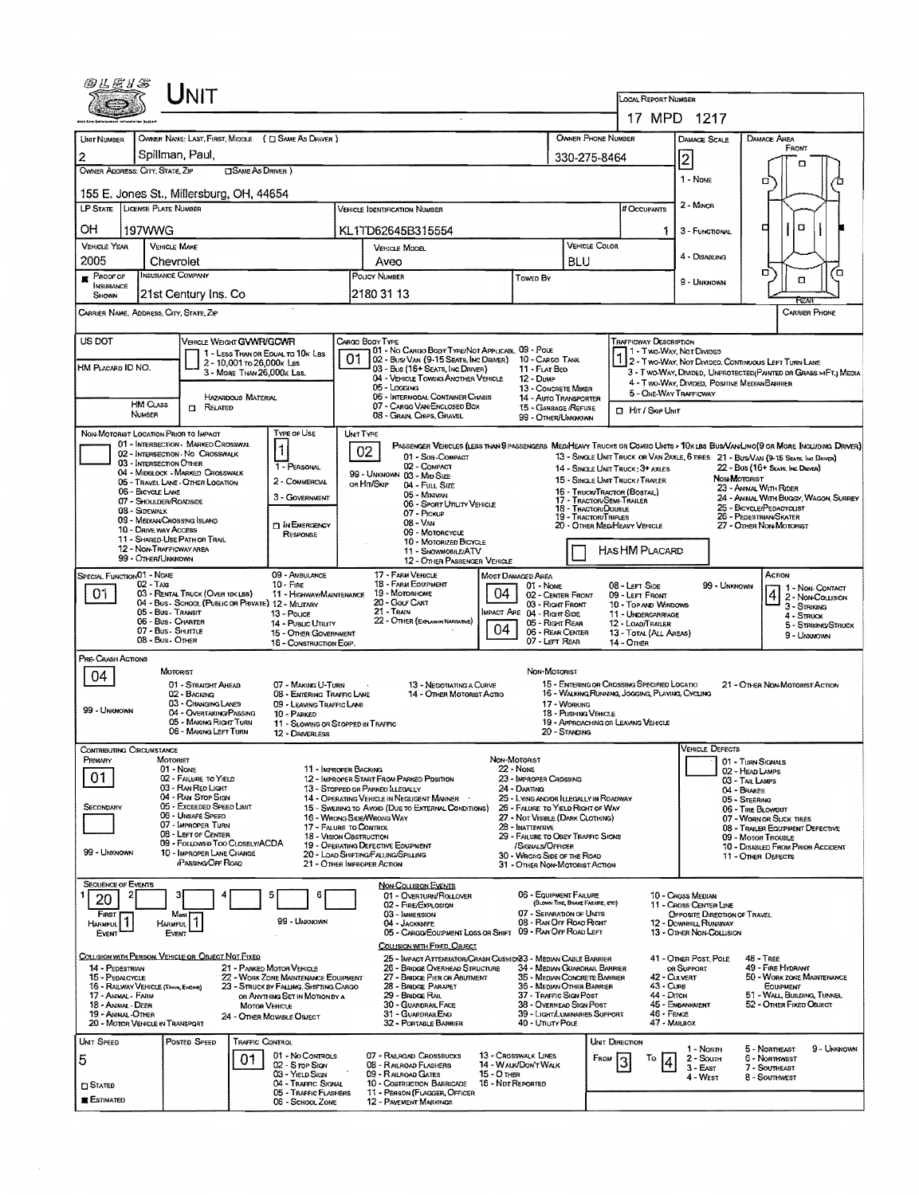# UNIT

**LOCAL REPORT NUMBER:** 17 MPD 1217

| Field | Value |
|---|---|
| Unit Number | 2 |
| Owner Name: Last, First, Middle | Spillman, Paul, |
| Owner Phone Number | 330-275-8464 |
| Owner Address: City, State, Zip | 155 E. Jones St., Millersburg, OH, 44654 |
| LP State | OH |
| License Plate Number | 197WWG |
| Vehicle Identification Number | KL1TD62645B315554 |
| # Occupants | 1 |
| Vehicle Year | 2005 |
| Vehicle Make | Chevrolet |
| Vehicle Model | Aveo |
| Vehicle Color | BLU |
| Proof of Insurance Shown | ■ |
| Insurance Company | 21st Century Ins. Co |
| Policy Number | 2180 31 13 |
| Towed By | |
| Damage Scale | 2 |
| Carrier Name, Address, City, State, Zip | |
| Carrier Phone | |

**Damage Scale:** 1 - None; 2 - Minor; 3 - Functional; 4 - Disabling; 9 - Unknown

**Damage Area:** Front / Rear

| Field | Value |
|---|---|
| US DOT | |
| HM Placard ID No. | |
| HM Class Number | |
| Vehicle Weight GVWR/GCWR | |
| Hazardous Material | ☐ Related |
| Cargo Body Type | 01 |
| Trafficway Description | 1 |
| Hit / Skip Unit | ☐ |

**Vehicle Weight GVWR/GCWR:** 1 - Less Than or Equal to 10k Lbs; 2 - 10,001 to 26,000k Lbs; 3 - More Than 26,000k Lbs.

**Cargo Body Type:** 01 - No Cargo Body Type/Not Applicabl; 02 - Bus/Van (9-15 Seats, Inc Driver); 03 - Bus (16+ Seats, Inc Driver); 04 - Vehicle Towing Another Vehicle; 05 - Logging; 06 - Intermodal Container Chasis; 07 - Cargo Van/Enclosed Box; 08 - Grain, Chips, Gravel; 09 - Pole; 10 - Cargo Tank; 11 - Flat Bed; 12 - Dump; 13 - Concrete Mixer; 14 - Auto Transporter; 15 - Garbage/Refuse; 99 - Other/Unknown

**Trafficway Description:** 1 - Two-Way, Not Divided; 2 - Two-Way, Not Divided, Continuous Left Turn Lane; 3 - Two-Way, Divided, Unprotected (Painted or Grass >4Ft.) Media; 4 - Two-Way, Divided, Positive Median Barrier; 5 - One-Way Trafficway

| Field | Value |
|---|---|
| Non-Motorist Location Prior to Impact | |
| Type of Use | 1 |
| Unit Type | 02 |
| Has HM Placard | ☐ |

**Non-Motorist Location Prior to Impact:** 01 - Intersection - Marked Crosswal; 02 - Intersection - No Crosswalk; 03 - Intersection Other; 04 - Midblock - Marked Crosswalk; 05 - Travel Lane - Other Location; 06 - Bicycle Lane; 07 - Shoulder/Roadside; 08 - Sidewalk; 09 - Median/Crossing Island; 10 - Drive way Access; 11 - Shared-Use Path or Trail; 12 - Non-Trafficway Area; 99 - Other/Unknown

**Type of Use:** 1 - Personal; 2 - Commercial; 3 - Government; ☐ In Emergency Response

**Unit Type:** Passenger Vehicles (less than 9 passengers): 01 - Sub-Compact; 02 - Compact; 99 - Unknown 03 - Mid Size or Hit/Skip; 04 - Full Size; 05 - Minivan; 06 - Sport Utility Vehicle; 07 - Pickup; 08 - Van; 09 - Motorcycle; 10 - Motorized Bicycle; 11 - Snowmobile/ATV; 12 - Other Passenger Vehicle. Med/Heavy Trucks or Combo Units > 10K lbs Bus/Van/Limo (9 or more including driver): 13 - Single Unit Truck or Van 2axle, 6 Tires; 14 - Single Unit Truck; 3+ Axles; 15 - Single Unit Truck/Trailer; 16 - Truck/Tractor (Bobtail); 17 - Tractor/Semi-Trailer; 18 - Tractor/Double; 19 - Tractor/Triples; 20 - Other Med/Heavy Vehicle; 21 - Bus/Van (9-15 Seats, Inc Driver); 22 - Bus (16+ Seats, Inc Driver). Non-Motorist: 23 - Animal With Rider; 24 - Animal With Buggy, Wagon, Surrey; 25 - Bicycle/Pedacyclist; 26 - Pedestrian/Skater; 27 - Other Non-Motorist

| Field | Value |
|---|---|
| Special Function | 01 |
| Most Damaged Area | 04 |
| Impact Are | 04 |
| Action | 4 |

**Special Function:** 01 - None; 02 - Taxi; 03 - Rental Truck (Over 10K lbs); 04 - Bus - School (Public or Private); 05 - Bus - Transit; 06 - Bus - Charter; 07 - Bus - Shuttle; 08 - Bus - Other; 09 - Ambulance; 10 - Fire; 11 - Highway/Maintenance; 12 - Military; 13 - Police; 14 - Public Utility; 15 - Other Government; 16 - Construction Eqip.; 17 - Farm Vehicle; 18 - Farm Equipment; 19 - Motorhome; 20 - Golf Cart; 21 - Train; 22 - Other (Explain in Narrative)

**Most Damaged Area:** 01 - None; 02 - Center Front; 03 - Right Front; 04 - Right Side; 05 - Right Rear; 06 - Rear Center; 07 - Left Rear; 08 - Left Side; 09 - Left Front; 10 - Top and Windows; 11 - Undercarriage; 12 - Load/Trailer; 13 - Total (All Areas); 14 - Other; 99 - Unknown

**Action:** 1 - Non-Contact; 2 - Non-Collision; 3 - Striking; 4 - Struck; 5 - Striking/Struck; 9 - Unknown

**Pre-Crash Actions:** 04

Motorist: 01 - Straight Ahead; 02 - Backing; 03 - Changing Lanes; 04 - Overtaking/Passing; 05 - Making Right Turn; 06 - Making Left Turn; 07 - Making U-Turn; 08 - Entering Traffic Lane; 09 - Leaving Traffic Lane; 10 - Parked; 11 - Slowing or Stopped in Traffic; 12 - Driverless; 13 - Negotiating a Curve; 14 - Other Motorist Actio; 99 - Unknown

Non-Motorist: 15 - Entering or Crossing Specified Locatio; 16 - Walking, Running, Jogging, Playing, Cycling; 17 - Working; 18 - Pushing Vehicle; 19 - Approaching or Leaving Vehicle; 20 - Standing; 21 - Other Non-Motorist Action

**Contributing Circumstance:** Primary: 01; Secondary: (blank)

Motorist: 01 - None; 02 - Failure to Yield; 03 - Ran Red Light; 04 - Ran Stop Sign; 05 - Exceeded Speed Limit; 06 - Unsafe Speed; 07 - Improper Turn; 08 - Left of Center; 09 - Followed Too Closely/ACDA; 10 - Improper Lane Change /Passing/Off Road; 11 - Improper Backing; 12 - Improper Start From Parked Position; 13 - Stopped or Parked Illegally; 14 - Operating Vehicle in Negligent Manner; 15 - Swering to Avoid (Due to External Conditions); 16 - Wrong Side/Wrong Way; 17 - Failure to Control; 18 - Vision Obstruction; 19 - Operating Defective Equipment; 20 - Load Shifting/Falling/Spilling; 21 - Other Improper Action; 99 - Unknown

Non-Motorist: 22 - None; 23 - Improper Crossing; 24 - Darting; 25 - Lying and/or Illegally in Roadway; 26 - Failure to Yield Right of Way; 27 - Not Visible (Dark Clothing); 28 - Inattentive; 29 - Failure to Obey Traffic Signs /Signals/Officer; 30 - Wrong Side of the Road; 31 - Other Non-Motorist Action

**Vehicle Defects:** (blank)

01 - Turn Signals; 02 - Head Lamps; 03 - Tail Lamps; 04 - Brakes; 05 - Steering; 06 - Tire Blowout; 07 - Worn or Slick Tires; 08 - Trailer Equipment Defective; 09 - Motor Trouble; 10 - Disabled From Prior Accident; 11 - Other Defects

**Sequence of Events:** 1: 20; 2: ; 3: ; 4: ; 5: ; 6: 

First Harmful Event: 1; Most Harmful Event: 1; 99 - Unknown

Non-Collision Events: 01 - Overturn/Rollover; 02 - Fire/Explosion; 03 - Immersion; 04 - Jackknife; 05 - Cargo/Equipment Loss or Shift; 06 - Equipment Failure (Blown Tire, Brake Failure, etc); 07 - Separation of Units; 08 - Ran Off Road Right; 09 - Ran Off Road Left; 10 - Cross Median; 11 - Cross Center Line Opposite Direction of Travel; 12 - Downhill Runaway; 13 - Other Non-Collision

Collision with Person, Vehicle or Object Not Fixed: 14 - Pedestrian; 15 - Pedalcycle; 16 - Railway Vehicle (Train, Engine); 17 - Animal - Farm; 18 - Animal - Deer; 19 - Animal - Other; 20 - Motor Vehicle in Transport; 21 - Parked Motor Vehicle; 22 - Work Zone Maintenance Equipment; 23 - Struck by Falling, Shifting Cargo or Anything Set in Motion by a Motor Vehicle; 24 - Other Movable Object

Collision with Fixed, Object: 25 - Impact Attenuator/Crash Cushion; 26 - Bridge Overhead Structure; 27 - Bridge Pier or Abutment; 28 - Bridge Parapet; 29 - Bridge Rail; 30 - Guardrail Face; 31 - Guardrail End; 32 - Portable Barrier; 33 - Median Cable Barrier; 34 - Median Guardrail Barrier; 35 - Median Concrete Barrier; 36 - Median Other Barrier; 37 - Traffic Sign Post; 38 - Overhead Sign Post; 39 - Light/Luminaries Support; 40 - Utility Pole; 41 - Other Post, Pole or Support; 42 - Culvert; 43 - Curb; 44 - Ditch; 45 - Embankment; 46 - Fence; 47 - Mailbox; 48 - Tree; 49 - Fire Hydrant; 50 - Work Zone Maintenance Equipment; 51 - Wall, Building, Tunnel; 52 - Other Fixed Object

| Field | Value |
|---|---|
| Unit Speed | 5 |
| Posted Speed | |
| Traffic Control | 01 |
| Unit Direction From | 3 |
| Unit Direction To | 4 |
| Stated / Estimated | ■ Estimated |

**Traffic Control:** 01 - No Controls; 02 - Stop Sign; 03 - Yield Sign; 04 - Traffic Signal; 05 - Traffic Flashers; 06 - School Zone; 07 - Railroad Crossbucks; 08 - Railroad Flashers; 09 - Railroad Gates; 10 - Costruction Barricade; 11 - Person (Flagger, Officer; 12 - Pavement Markings; 13 - Crosswalk Lines; 14 - Walk/Don't Walk; 15 - Other; 16 - Not Reported

**Unit Direction:** 1 - North; 2 - South; 3 - East; 4 - West; 5 - Northeast; 6 - Northwest; 7 - Southeast; 8 - Southwest; 9 - Unknown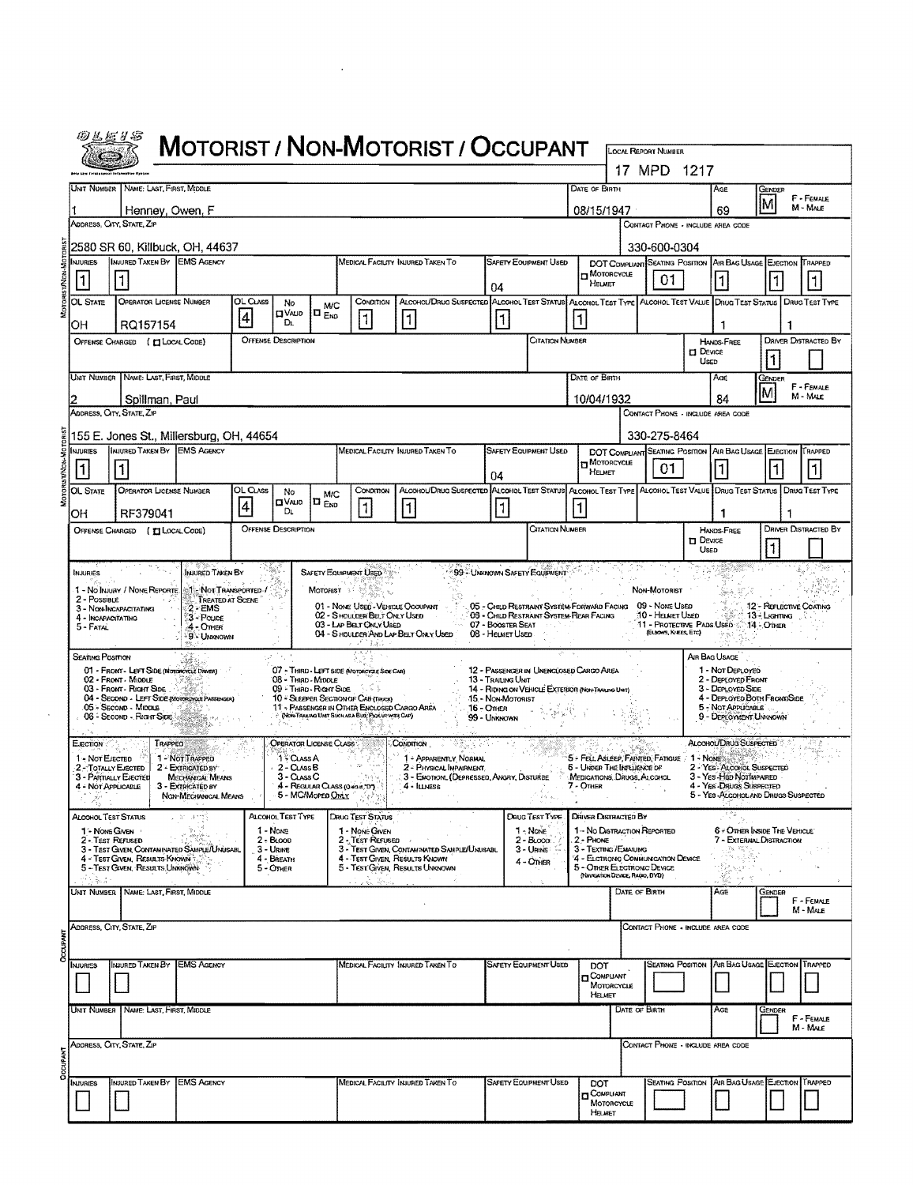# MOTORIST / NON-MOTORIST / OCCUPANT

OLEIS

**Local Report Number:** 17 MPD 1217

## Motorist / Non-Motorist

| Unit Number | Name: Last, First, Middle | Date of Birth | Age | Gender |
|---|---|---|---|---|
| 1 | Henney, Owen, F | 08/15/1947 | 69 | M |

| Address, City, State, Zip | Contact Phone - Include Area Code |
|---|---|
| 2580 SR 60, Killbuck, OH, 44637 | 330-600-0304 |

| Injuries | Injured Taken By | EMS Agency | Medical Facility Injured Taken To | Safety Equipment Used | DOT Compliant Motorcycle Helmet | Seating Position | Air Bag Usage | Ejection | Trapped |
|---|---|---|---|---|---|---|---|---|---|
| 1 | 1 | | | 04 | | 01 | 1 | 1 | 1 |

| OL State | Operator License Number | OL Class | No Valid DL | M/C End | Condition | Alcohol/Drug Suspected | Alcohol Test Status | Alcohol Test Type | Alcohol Test Value | Drug Test Status | Drug Test Type |
|---|---|---|---|---|---|---|---|---|---|---|---|
| OH | RQ157154 | 4 | | | 1 | 1 | 1 | 1 | | 1 | 1 |

| Offense Charged (Local Code) | Offense Description | Citation Number | Hands-Free Device Used | Driver Distracted By |
|---|---|---|---|---|
| | | | | 1 |

| Unit Number | Name: Last, First, Middle | Date of Birth | Age | Gender |
|---|---|---|---|---|
| 2 | Spillman, Paul | 10/04/1932 | 84 | M |

| Address, City, State, Zip | Contact Phone - Include Area Code |
|---|---|
| 155 E. Jones St., Millersburg, OH, 44654 | 330-275-8464 |

| Injuries | Injured Taken By | EMS Agency | Medical Facility Injured Taken To | Safety Equipment Used | DOT Compliant Motorcycle Helmet | Seating Position | Air Bag Usage | Ejection | Trapped |
|---|---|---|---|---|---|---|---|---|---|
| 1 | 1 | | | 04 | | 01 | 1 | 1 | 1 |

| OL State | Operator License Number | OL Class | No Valid DL | M/C End | Condition | Alcohol/Drug Suspected | Alcohol Test Status | Alcohol Test Type | Alcohol Test Value | Drug Test Status | Drug Test Type |
|---|---|---|---|---|---|---|---|---|---|---|---|
| OH | RF379041 | 4 | | | 1 | 1 | 1 | 1 | | 1 | 1 |

| Offense Charged (Local Code) | Offense Description | Citation Number | Hands-Free Device Used | Driver Distracted By |
|---|---|---|---|---|
| | | | | 1 |

## Codes

**Injuries:** 1 - No Injury / None Reported; 2 - Possible; 3 - Non-Incapacitating; 4 - Incapacitating; 5 - Fatal

**Injured Taken By:** 1 - Not Transported / Treated at Scene; 2 - EMS; 3 - Police; 4 - Other; 9 - Unknown

**Safety Equipment Used:** 99 - Unknown Safety Equipment
- Motorist: 01 - None Used - Vehicle Occupant; 02 - Shoulder Belt Only Used; 03 - Lap Belt Only Used; 04 - Shoulder And Lap Belt Only Used; 05 - Child Restraint System-Forward Facing; 06 - Child Restraint System-Rear Facing; 07 - Booster Seat; 08 - Helmet Used
- Non-Motorist: 09 - None Used; 10 - Helmet Used; 11 - Protective Pads Used (Elbows, Knees, Etc); 12 - Reflective Coating; 13 - Lighting; 14 - Other

**Seating Position:** 01 - Front - Left Side (Motorcycle Driver); 02 - Front - Middle; 03 - Front - Right Side; 04 - Second - Left Side (Motorcycle Passenger); 05 - Second - Middle; 06 - Second - Right Side; 07 - Third - Left Side (Motorcycle Side Car); 08 - Third - Middle; 09 - Third - Right Side; 10 - Sleeper Section of Cab (Truck); 11 - Passenger in Other Enclosed Cargo Area (Non-Trailing Unit Such as a Bus, Pick-up with Cap); 12 - Passenger in Unenclosed Cargo Area; 13 - Trailing Unit; 14 - Riding on Vehicle Exterior (Non-Trailing Unit); 15 - Non-Motorist; 16 - Other; 99 - Unknown

**Air Bag Usage:** 1 - Not Deployed; 2 - Deployed Front; 3 - Deployed Side; 4 - Deployed Both Front/Side; 5 - Not Applicable; 9 - Deployment Unknown

**Ejection:** 1 - Not Ejected; 2 - Totally Ejected; 3 - Partially Ejected; 4 - Not Applicable

**Trapped:** 1 - Not Trapped; 2 - Extricated by Mechanical Means; 3 - Extricated by Non-Mechanical Means

**Operator License Class:** 1 - Class A; 2 - Class B; 3 - Class C; 4 - Regular Class (Ohio is "D"); 5 - M/C Moped Only

**Condition:** 1 - Apparently Normal; 2 - Physical Impairment; 3 - Emotional (Depressed, Angry, Disturbed); 4 - Illness; 5 - Fell Asleep, Fainted, Fatigue; 6 - Under the Influence of Medications, Drugs, Alcohol; 7 - Other

**Alcohol/Drug Suspected:** 1 - None; 2 - Yes - Alcohol Suspected; 3 - Yes - HBD Not Impaired; 4 - Yes - Drugs Suspected; 5 - Yes - Alcohol and Drugs Suspected

**Alcohol Test Status:** 1 - None Given; 2 - Test Refused; 3 - Test Given, Contaminated Sample/Unusabl; 4 - Test Given, Results Known; 5 - Test Given, Results Unknown

**Alcohol Test Type:** 1 - None; 2 - Blood; 3 - Urine; 4 - Breath; 5 - Other

**Drug Test Status:** 1 - None Given; 2 - Test Refused; 3 - Test Given, Contaminated Sample/Unusabl; 4 - Test Given, Results Known; 5 - Test Given, Results Unknown

**Drug Test Type:** 1 - None; 2 - Blood; 3 - Urine; 4 - Other

**Driver Distracted By:** 1 - No Distraction Reported; 2 - Phone; 3 - Texting/Emailing; 4 - Electronic Communication Device; 5 - Other Electronic Device (Navigation Device, Radio, DVD); 6 - Other Inside the Vehicle; 7 - External Distraction

## Occupant

| Unit Number | Name: Last, First, Middle | Date of Birth | Age | Gender |
|---|---|---|---|---|
| | | | | |

| Address, City, State, Zip | Contact Phone - Include Area Code |
|---|---|
| | |

| Injuries | Injured Taken By | EMS Agency | Medical Facility Injured Taken To | Safety Equipment Used | DOT Compliant Motorcycle Helmet | Seating Position | Air Bag Usage | Ejection | Trapped |
|---|---|---|---|---|---|---|---|---|---|
| | | | | | | | | | |

## Occupant

| Unit Number | Name: Last, First, Middle | Date of Birth | Age | Gender |
|---|---|---|---|---|
| | | | | |

| Address, City, State, Zip | Contact Phone - Include Area Code |
|---|---|
| | |

| Injuries | Injured Taken By | EMS Agency | Medical Facility Injured Taken To | Safety Equipment Used | DOT Compliant Motorcycle Helmet | Seating Position | Air Bag Usage | Ejection | Trapped |
|---|---|---|---|---|---|---|---|---|---|
| | | | | | | | | | |